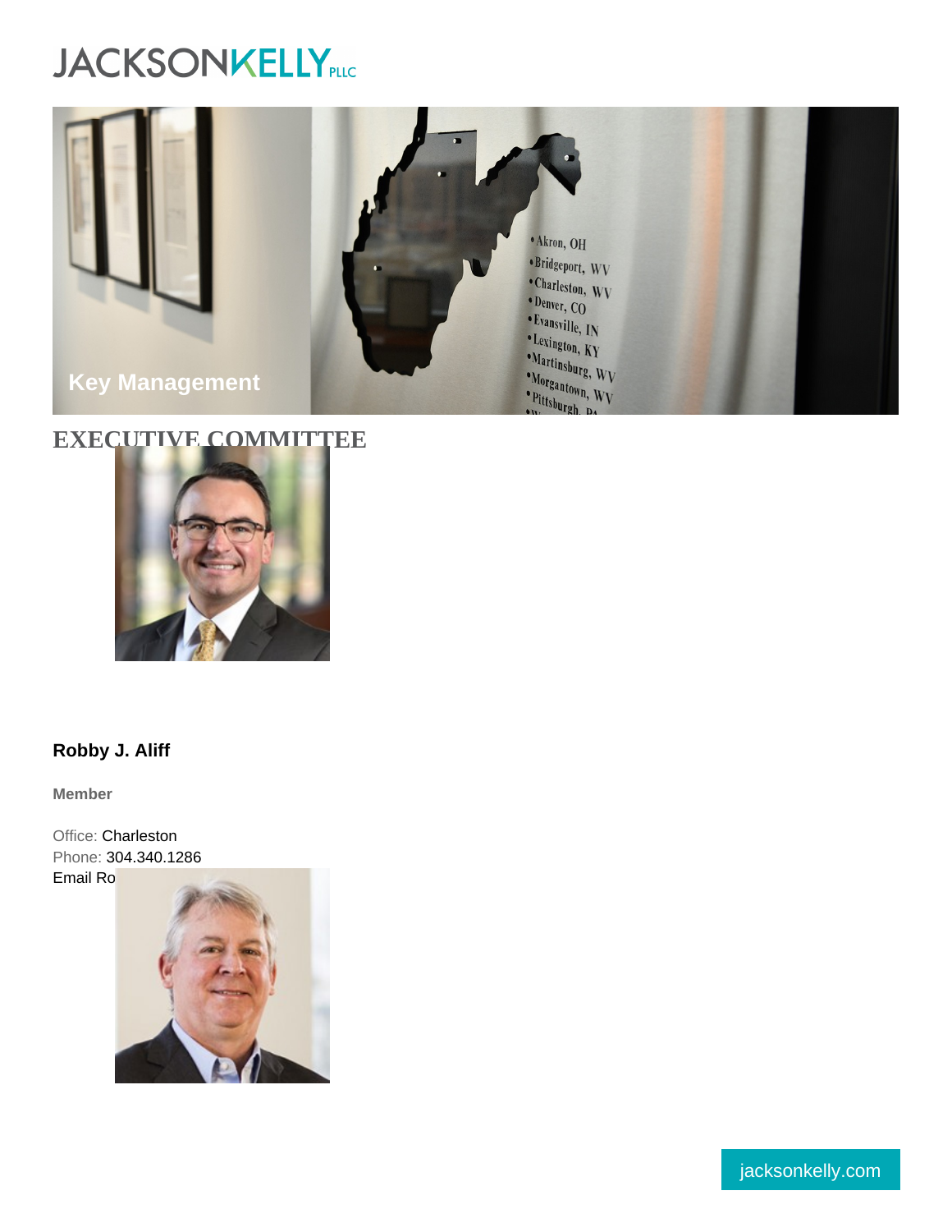# Key Management

## EXECUTIVE COMMITTEE

**Robby J. Aliff**

**Member**

Office: Charleston
Phone: 304.340.1286
Email Ro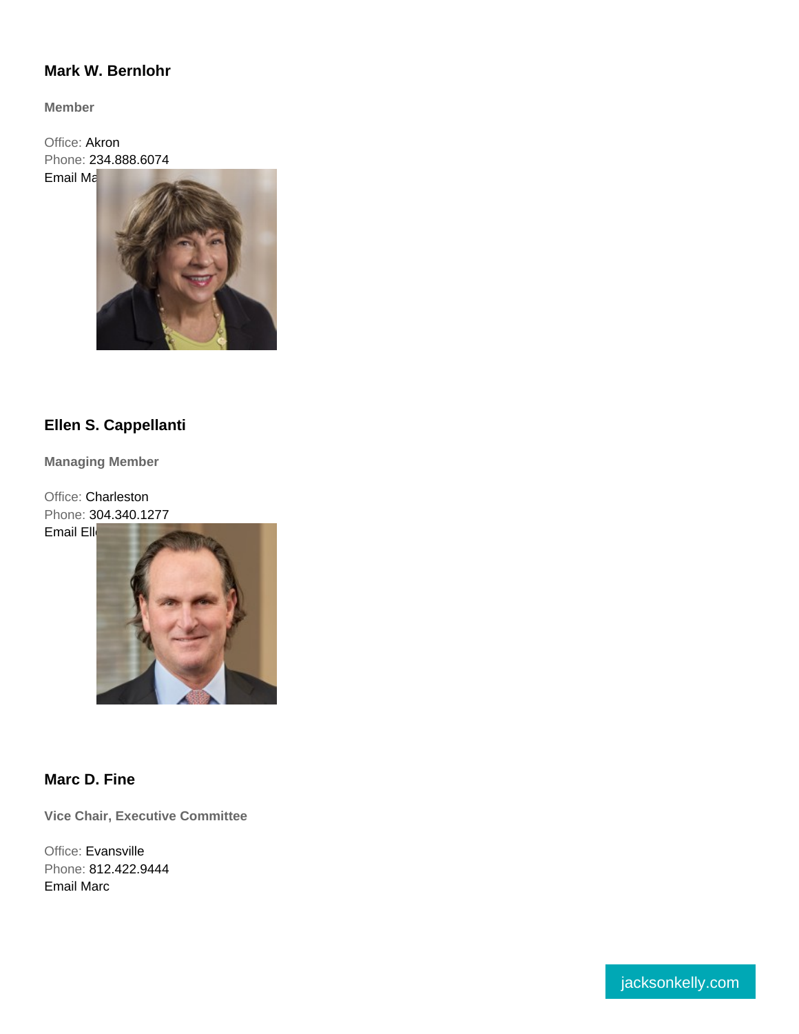### Mark W. Bernlohr

**Member**

Office: Akron
Phone: 234.888.6074
Email Ma

### Ellen S. Cappellanti

**Managing Member**

Office: Charleston
Phone: 304.340.1277
Email Ell

### Marc D. Fine

**Vice Chair, Executive Committee**

Office: Evansville
Phone: 812.422.9444
Email Marc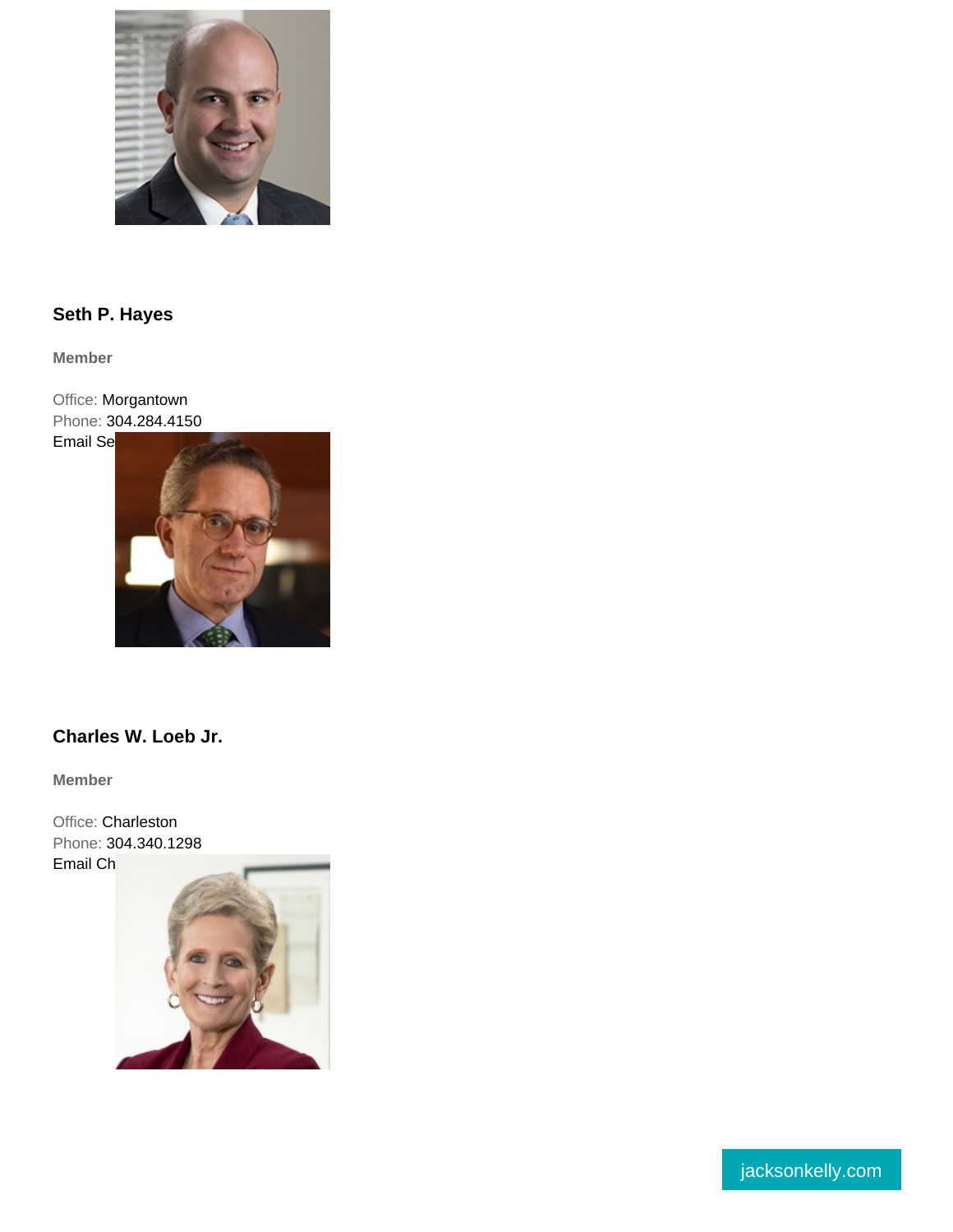### Seth P. Hayes

**Member**

Office: Morgantown
Phone: 304.284.4150
Email Se

### Charles W. Loeb Jr.

**Member**

Office: Charleston
Phone: 304.340.1298
Email Ch

jacksonkelly.com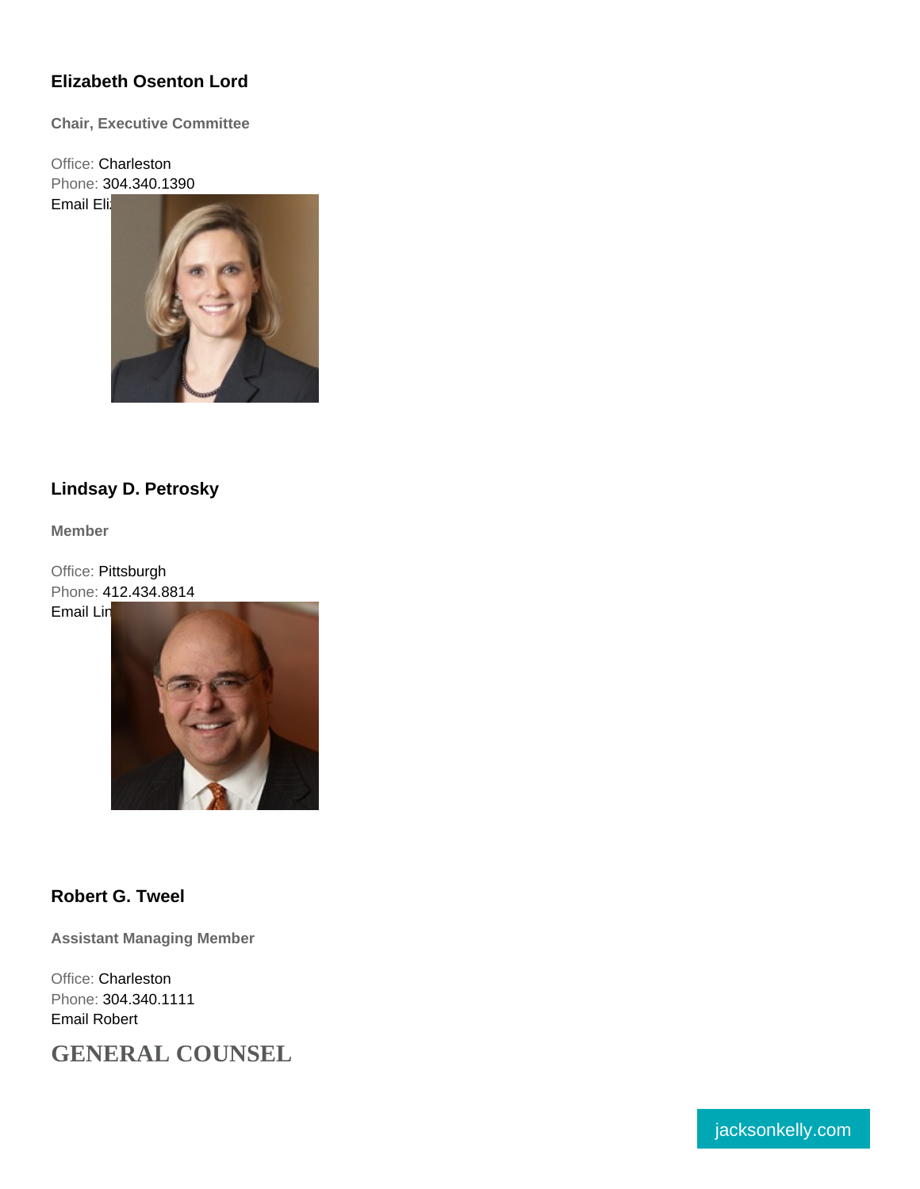### Elizabeth Osenton Lord

**Chair, Executive Committee**

Office: Charleston
Phone: 304.340.1390
Email Eli

### Lindsay D. Petrosky

**Member**

Office: Pittsburgh
Phone: 412.434.8814
Email Lin

### Robert G. Tweel

**Assistant Managing Member**

Office: Charleston
Phone: 304.340.1111
Email Robert

## GENERAL COUNSEL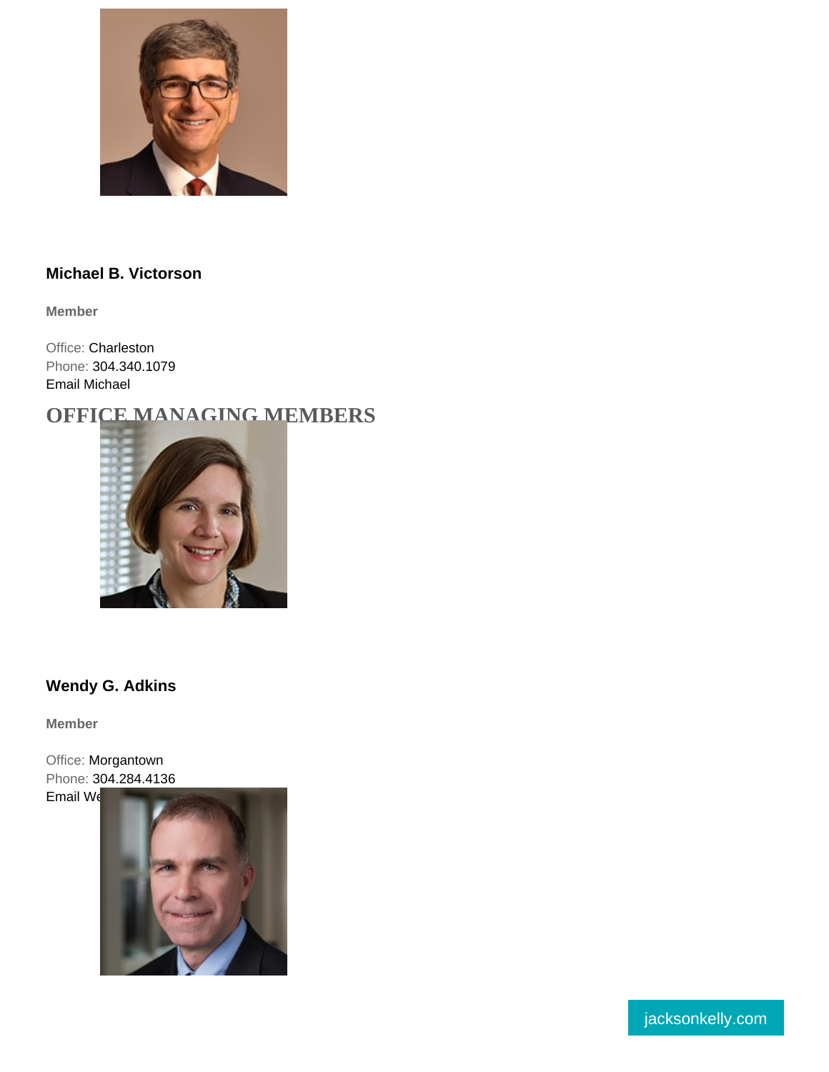**Michael B. Victorson**

**Member**

Office: Charleston
Phone: 304.340.1079
Email Michael

## OFFICE MANAGING MEMBERS

**Wendy G. Adkins**

**Member**

Office: Morgantown
Phone: 304.284.4136
Email We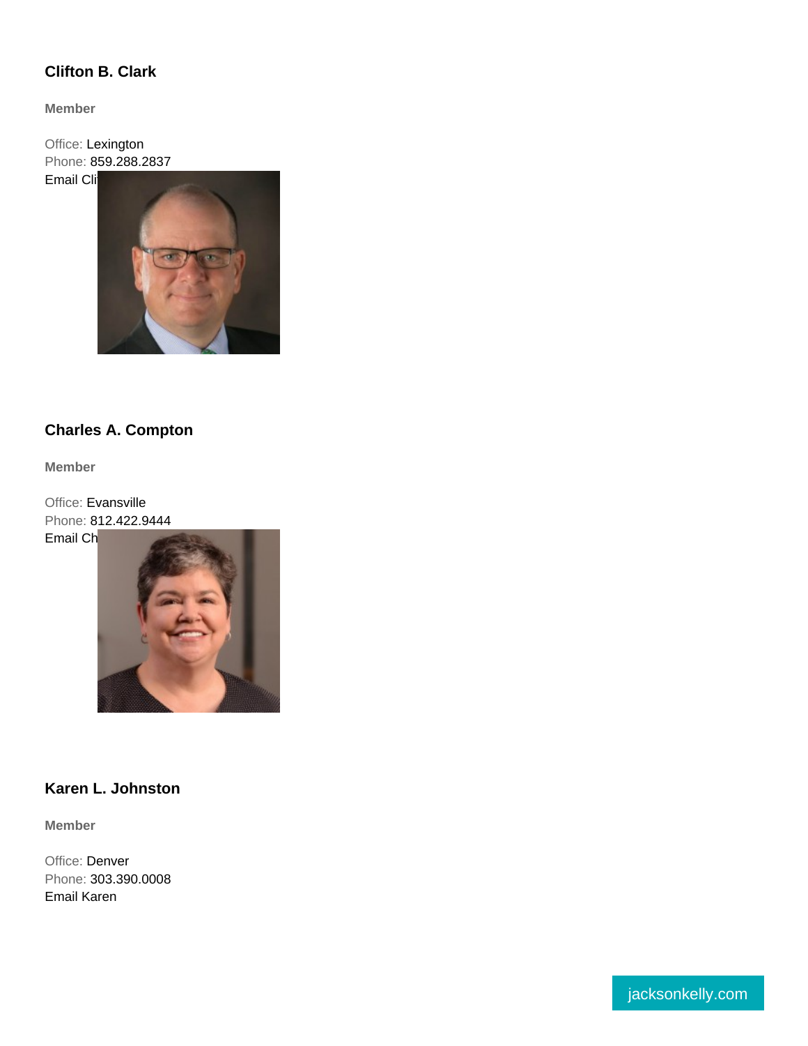### Clifton B. Clark

**Member**

Office: Lexington
Phone: 859.288.2837
Email Cli

### Charles A. Compton

**Member**

Office: Evansville
Phone: 812.422.9444
Email Ch

### Karen L. Johnston

**Member**

Office: Denver
Phone: 303.390.0008
Email Karen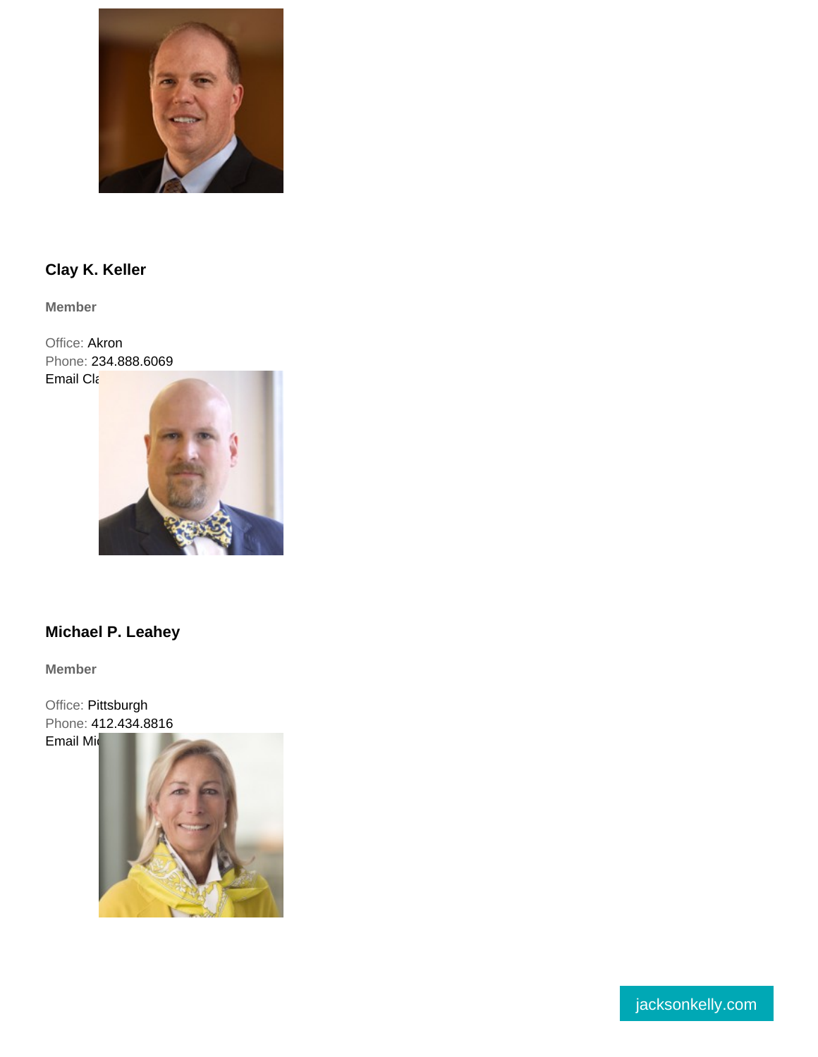### Clay K. Keller

**Member**

Office: Akron
Phone: 234.888.6069
Email Cla

### Michael P. Leahey

**Member**

Office: Pittsburgh
Phone: 412.434.8816
Email Mi

jacksonkelly.com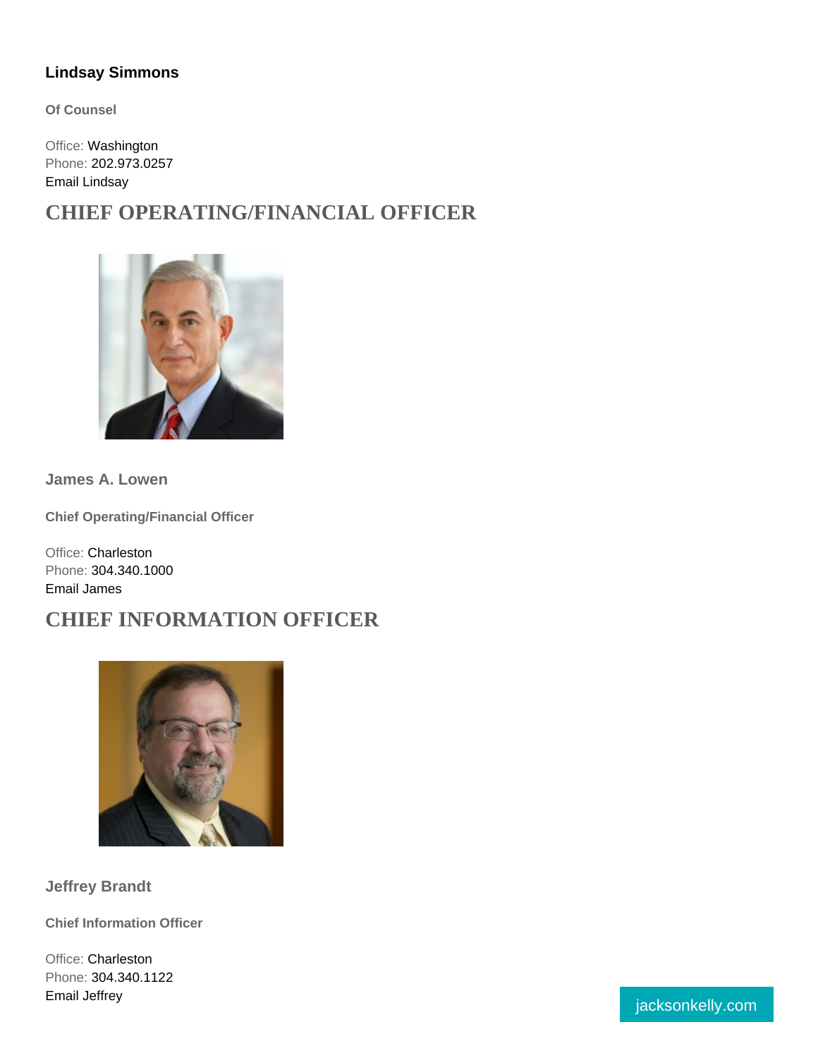**Lindsay Simmons**

**Of Counsel**

Office: Washington
Phone: 202.973.0257
Email Lindsay

## CHIEF OPERATING/FINANCIAL OFFICER

**James A. Lowen**

**Chief Operating/Financial Officer**

Office: Charleston
Phone: 304.340.1000
Email James

## CHIEF INFORMATION OFFICER

**Jeffrey Brandt**

**Chief Information Officer**

Office: Charleston
Phone: 304.340.1122
Email Jeffrey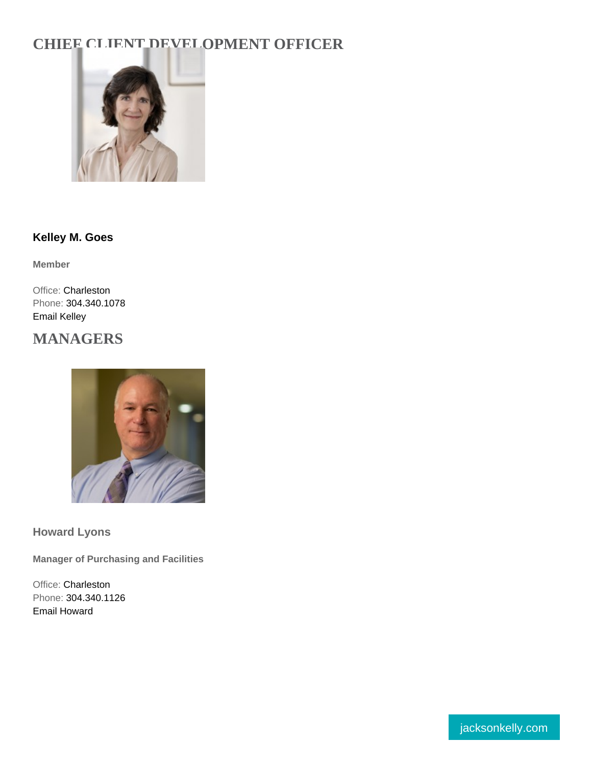## CHIEF CLIENT DEVELOPMENT OFFICER

**Kelley M. Goes**

**Member**

Office: Charleston
Phone: 304.340.1078
Email Kelley

## MANAGERS

**Howard Lyons**

**Manager of Purchasing and Facilities**

Office: Charleston
Phone: 304.340.1126
Email Howard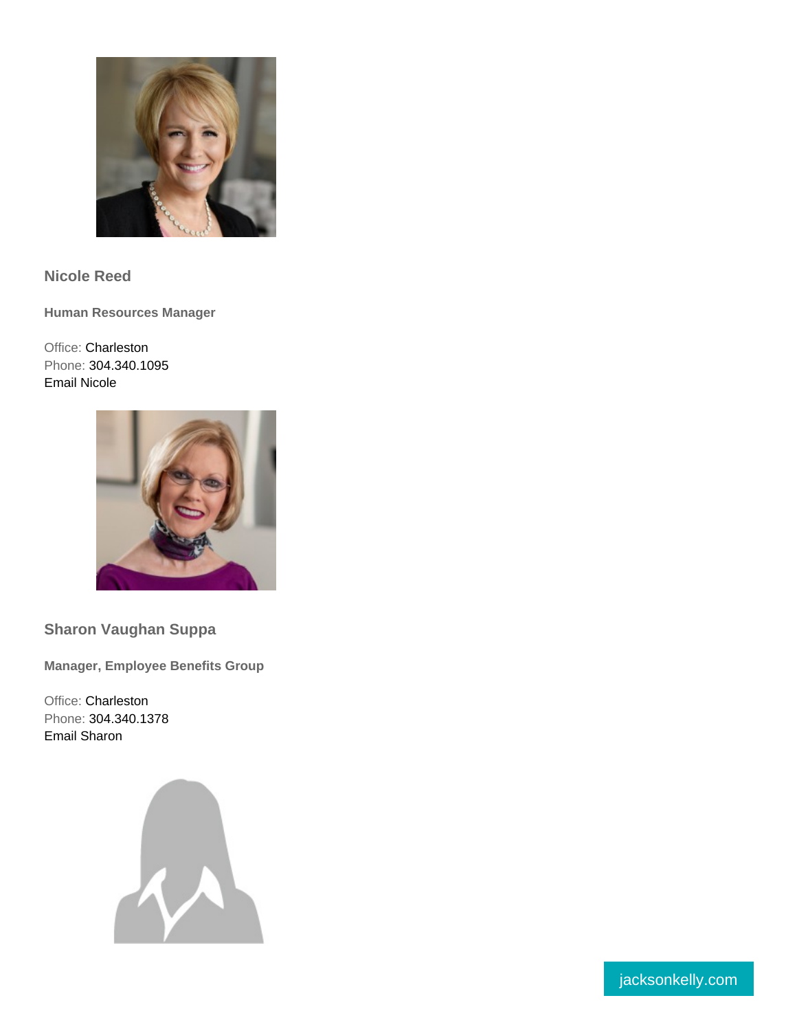### Nicole Reed

**Human Resources Manager**

Office: Charleston
Phone: 304.340.1095
Email Nicole

### Sharon Vaughan Suppa

**Manager, Employee Benefits Group**

Office: Charleston
Phone: 304.340.1378
Email Sharon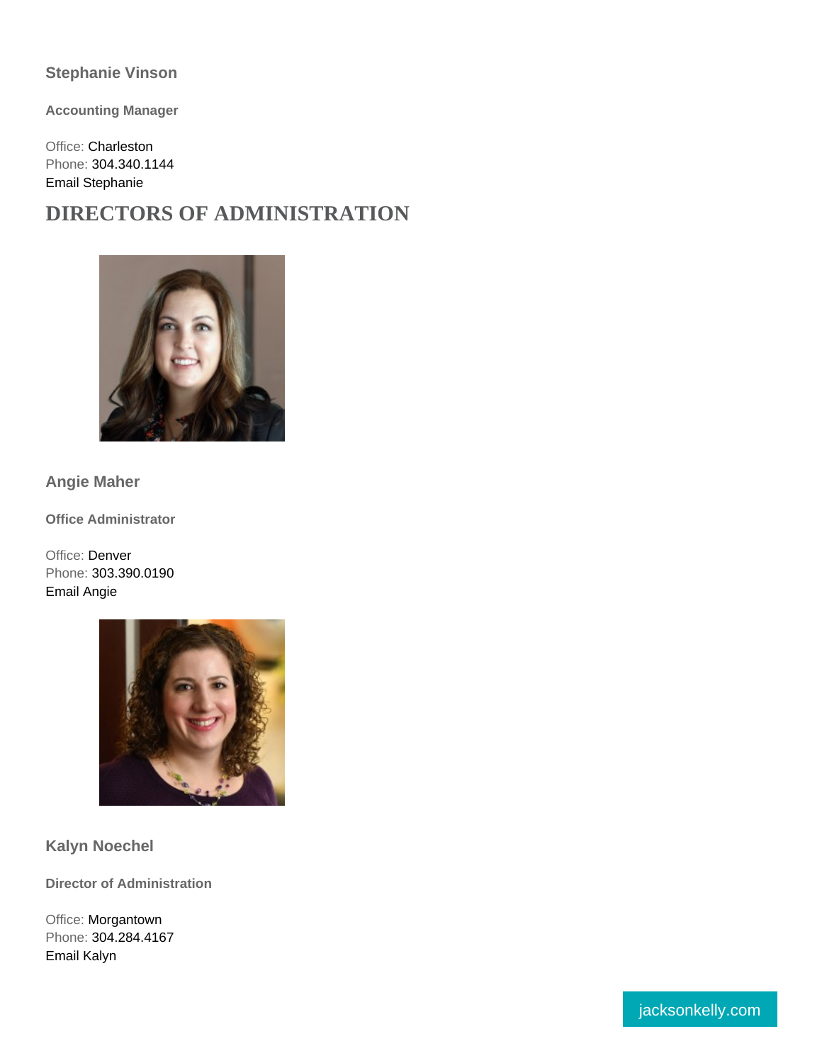### Stephanie Vinson

**Accounting Manager**

Office: Charleston
Phone: 304.340.1144
Email Stephanie

## DIRECTORS OF ADMINISTRATION

### Angie Maher

**Office Administrator**

Office: Denver
Phone: 303.390.0190
Email Angie

### Kalyn Noechel

**Director of Administration**

Office: Morgantown
Phone: 304.284.4167
Email Kalyn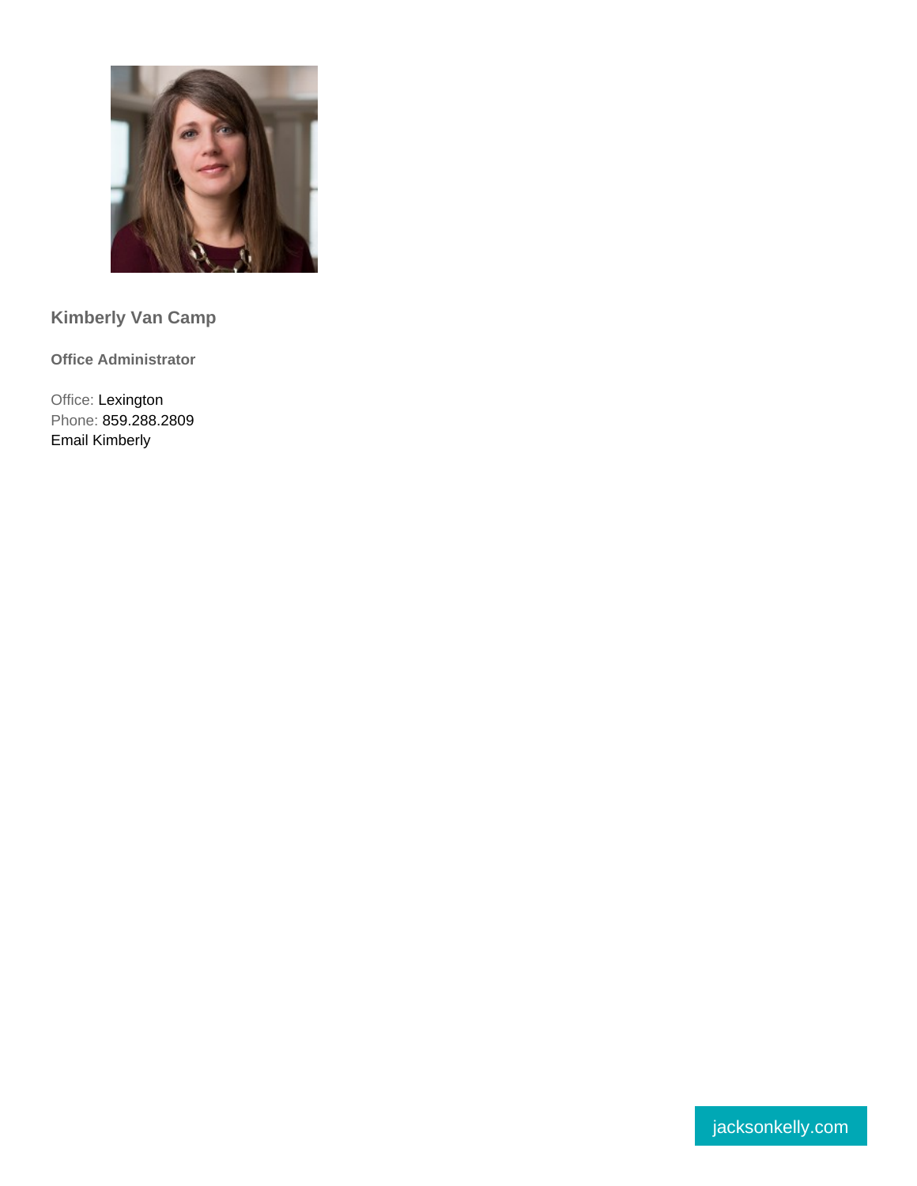# Kimberly Van Camp

**Office Administrator**

Office: Lexington
Phone: 859.288.2809
Email Kimberly

jacksonkelly.com